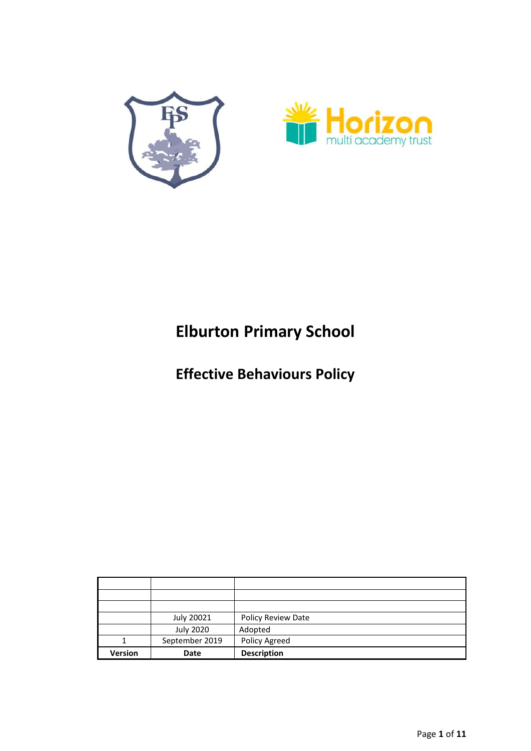# Elburton Primary School

## Effective Behaviours Policy

| | | |
|---|---|---|
| | | |
| | | |
| | | |
| | July 20021 | Policy Review Date |
| | July 2020 | Adopted |
| 1 | September 2019 | Policy Agreed |
| **Version** | **Date** | **Description** |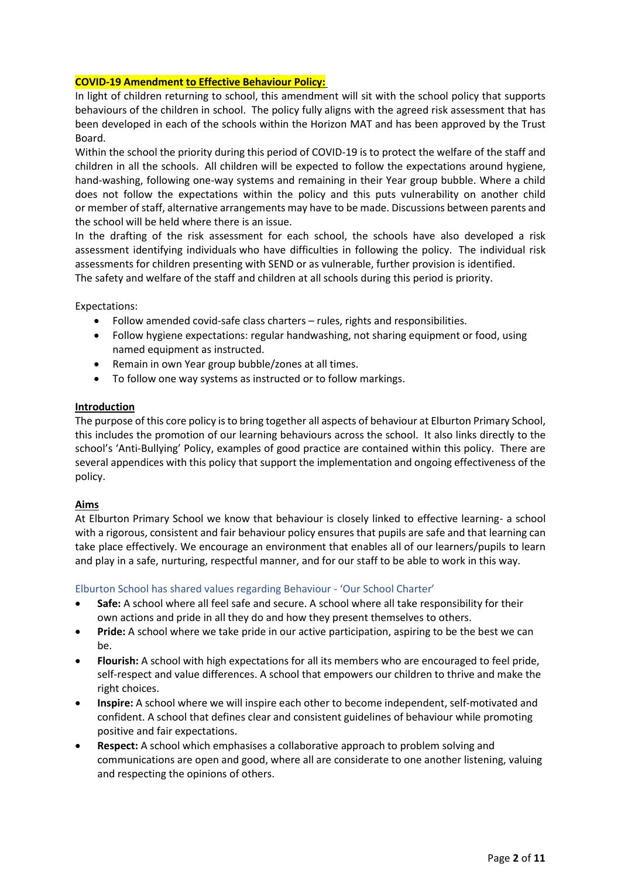**COVID-19 Amendment to Effective Behaviour Policy:**

In light of children returning to school, this amendment will sit with the school policy that supports behaviours of the children in school. The policy fully aligns with the agreed risk assessment that has been developed in each of the schools within the Horizon MAT and has been approved by the Trust Board.

Within the school the priority during this period of COVID-19 is to protect the welfare of the staff and children in all the schools. All children will be expected to follow the expectations around hygiene, hand-washing, following one-way systems and remaining in their Year group bubble. Where a child does not follow the expectations within the policy and this puts vulnerability on another child or member of staff, alternative arrangements may have to be made. Discussions between parents and the school will be held where there is an issue.

In the drafting of the risk assessment for each school, the schools have also developed a risk assessment identifying individuals who have difficulties in following the policy. The individual risk assessments for children presenting with SEND or as vulnerable, further provision is identified.

The safety and welfare of the staff and children at all schools during this period is priority.

Expectations:

- Follow amended covid-safe class charters – rules, rights and responsibilities.
- Follow hygiene expectations: regular handwashing, not sharing equipment or food, using named equipment as instructed.
- Remain in own Year group bubble/zones at all times.
- To follow one way systems as instructed or to follow markings.

## Introduction

The purpose of this core policy is to bring together all aspects of behaviour at Elburton Primary School, this includes the promotion of our learning behaviours across the school. It also links directly to the school's 'Anti-Bullying' Policy, examples of good practice are contained within this policy. There are several appendices with this policy that support the implementation and ongoing effectiveness of the policy.

## Aims

At Elburton Primary School we know that behaviour is closely linked to effective learning- a school with a rigorous, consistent and fair behaviour policy ensures that pupils are safe and that learning can take place effectively. We encourage an environment that enables all of our learners/pupils to learn and play in a safe, nurturing, respectful manner, and for our staff to be able to work in this way.

### Elburton School has shared values regarding Behaviour - 'Our School Charter'

- **Safe:** A school where all feel safe and secure. A school where all take responsibility for their own actions and pride in all they do and how they present themselves to others.
- **Pride:** A school where we take pride in our active participation, aspiring to be the best we can be.
- **Flourish:** A school with high expectations for all its members who are encouraged to feel pride, self-respect and value differences. A school that empowers our children to thrive and make the right choices.
- **Inspire:** A school where we will inspire each other to become independent, self-motivated and confident. A school that defines clear and consistent guidelines of behaviour while promoting positive and fair expectations.
- **Respect:** A school which emphasises a collaborative approach to problem solving and communications are open and good, where all are considerate to one another listening, valuing and respecting the opinions of others.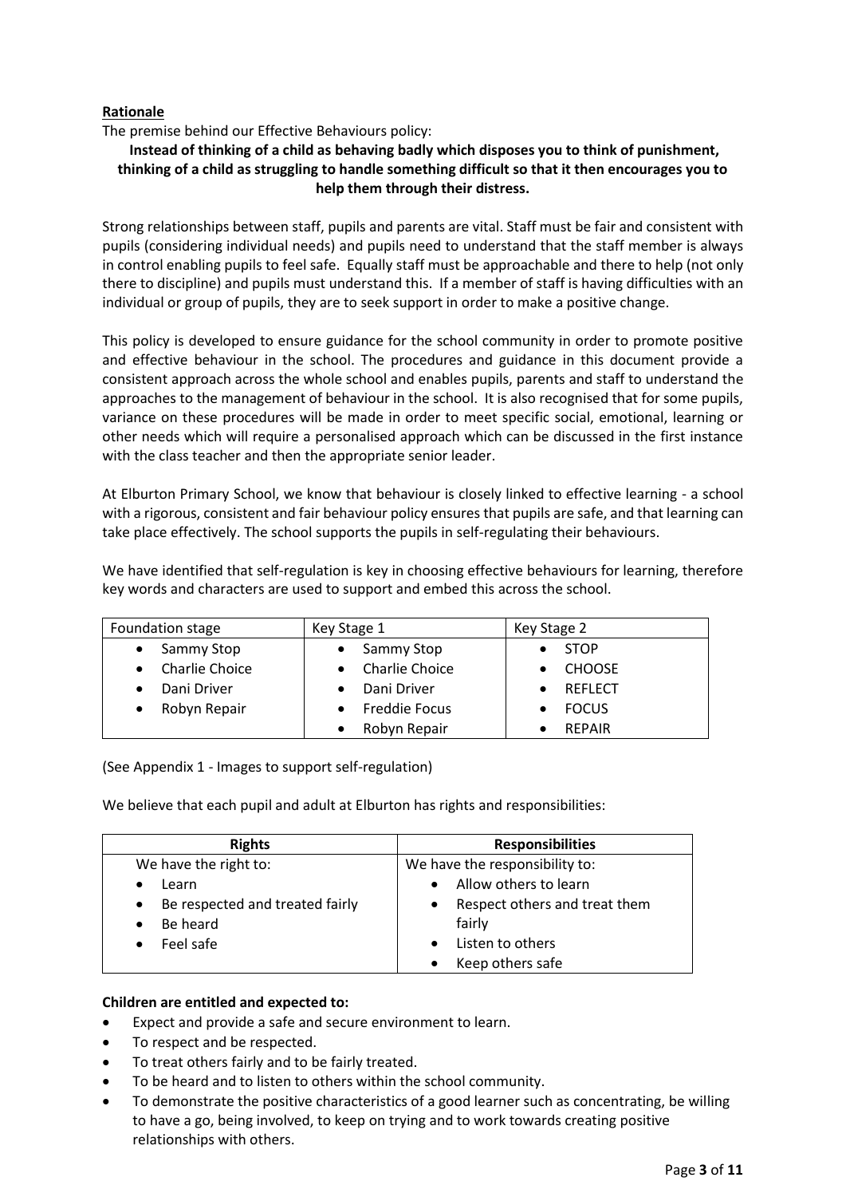## Rationale

The premise behind our Effective Behaviours policy:

**Instead of thinking of a child as behaving badly which disposes you to think of punishment, thinking of a child as struggling to handle something difficult so that it then encourages you to help them through their distress.**

Strong relationships between staff, pupils and parents are vital. Staff must be fair and consistent with pupils (considering individual needs) and pupils need to understand that the staff member is always in control enabling pupils to feel safe. Equally staff must be approachable and there to help (not only there to discipline) and pupils must understand this. If a member of staff is having difficulties with an individual or group of pupils, they are to seek support in order to make a positive change.

This policy is developed to ensure guidance for the school community in order to promote positive and effective behaviour in the school. The procedures and guidance in this document provide a consistent approach across the whole school and enables pupils, parents and staff to understand the approaches to the management of behaviour in the school. It is also recognised that for some pupils, variance on these procedures will be made in order to meet specific social, emotional, learning or other needs which will require a personalised approach which can be discussed in the first instance with the class teacher and then the appropriate senior leader.

At Elburton Primary School, we know that behaviour is closely linked to effective learning - a school with a rigorous, consistent and fair behaviour policy ensures that pupils are safe, and that learning can take place effectively. The school supports the pupils in self-regulating their behaviours.

We have identified that self-regulation is key in choosing effective behaviours for learning, therefore key words and characters are used to support and embed this across the school.

| Foundation stage | Key Stage 1 | Key Stage 2 |
|---|---|---|
| • Sammy Stop<br>• Charlie Choice<br>• Dani Driver<br>• Robyn Repair | • Sammy Stop<br>• Charlie Choice<br>• Dani Driver<br>• Freddie Focus<br>• Robyn Repair | • STOP<br>• CHOOSE<br>• REFLECT<br>• FOCUS<br>• REPAIR |

(See Appendix 1 - Images to support self-regulation)

We believe that each pupil and adult at Elburton has rights and responsibilities:

| Rights | Responsibilities |
|---|---|
| We have the right to:<br>• Learn<br>• Be respected and treated fairly<br>• Be heard<br>• Feel safe | We have the responsibility to:<br>• Allow others to learn<br>• Respect others and treat them fairly<br>• Listen to others<br>• Keep others safe |

**Children are entitled and expected to:**

- Expect and provide a safe and secure environment to learn.
- To respect and be respected.
- To treat others fairly and to be fairly treated.
- To be heard and to listen to others within the school community.
- To demonstrate the positive characteristics of a good learner such as concentrating, be willing to have a go, being involved, to keep on trying and to work towards creating positive relationships with others.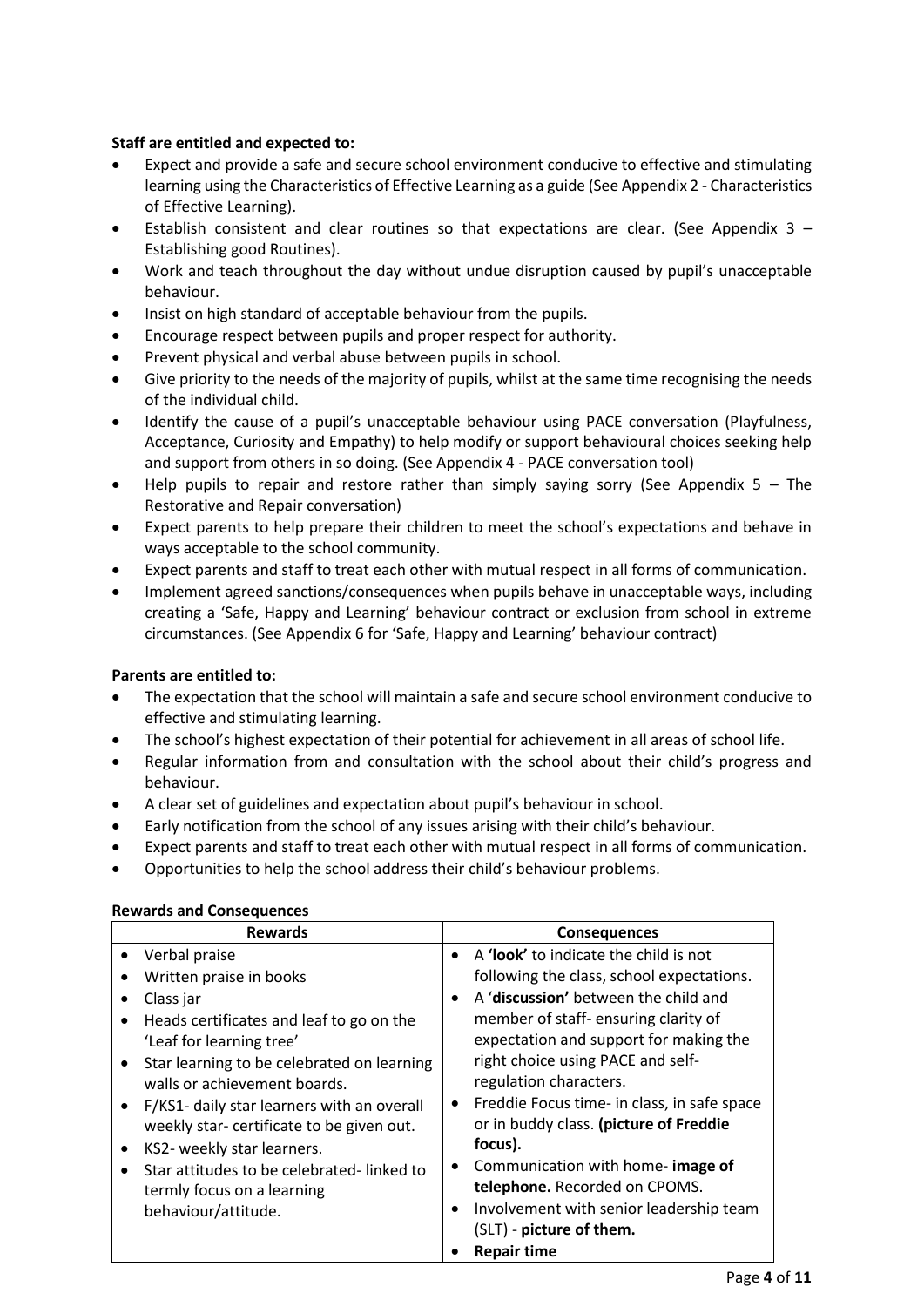**Staff are entitled and expected to:**

- Expect and provide a safe and secure school environment conducive to effective and stimulating learning using the Characteristics of Effective Learning as a guide (See Appendix 2 - Characteristics of Effective Learning).
- Establish consistent and clear routines so that expectations are clear. (See Appendix 3 – Establishing good Routines).
- Work and teach throughout the day without undue disruption caused by pupil's unacceptable behaviour.
- Insist on high standard of acceptable behaviour from the pupils.
- Encourage respect between pupils and proper respect for authority.
- Prevent physical and verbal abuse between pupils in school.
- Give priority to the needs of the majority of pupils, whilst at the same time recognising the needs of the individual child.
- Identify the cause of a pupil's unacceptable behaviour using PACE conversation (Playfulness, Acceptance, Curiosity and Empathy) to help modify or support behavioural choices seeking help and support from others in so doing. (See Appendix 4 - PACE conversation tool)
- Help pupils to repair and restore rather than simply saying sorry (See Appendix 5 – The Restorative and Repair conversation)
- Expect parents to help prepare their children to meet the school's expectations and behave in ways acceptable to the school community.
- Expect parents and staff to treat each other with mutual respect in all forms of communication.
- Implement agreed sanctions/consequences when pupils behave in unacceptable ways, including creating a 'Safe, Happy and Learning' behaviour contract or exclusion from school in extreme circumstances. (See Appendix 6 for 'Safe, Happy and Learning' behaviour contract)

**Parents are entitled to:**

- The expectation that the school will maintain a safe and secure school environment conducive to effective and stimulating learning.
- The school's highest expectation of their potential for achievement in all areas of school life.
- Regular information from and consultation with the school about their child's progress and behaviour.
- A clear set of guidelines and expectation about pupil's behaviour in school.
- Early notification from the school of any issues arising with their child's behaviour.
- Expect parents and staff to treat each other with mutual respect in all forms of communication.
- Opportunities to help the school address their child's behaviour problems.

**Rewards and Consequences**

| Rewards | Consequences |
|---|---|
| • Verbal praise<br>• Written praise in books<br>• Class jar<br>• Heads certificates and leaf to go on the 'Leaf for learning tree'<br>• Star learning to be celebrated on learning walls or achievement boards.<br>• F/KS1- daily star learners with an overall weekly star- certificate to be given out.<br>• KS2- weekly star learners.<br>• Star attitudes to be celebrated- linked to termly focus on a learning behaviour/attitude. | • A **'look'** to indicate the child is not following the class, school expectations.<br>• A '**discussion'** between the child and member of staff- ensuring clarity of expectation and support for making the right choice using PACE and self-regulation characters.<br>• Freddie Focus time- in class, in safe space or in buddy class. **(picture of Freddie focus).**<br>• Communication with home- **image of telephone.** Recorded on CPOMS.<br>• Involvement with senior leadership team (SLT) - **picture of them.**<br>• **Repair time** |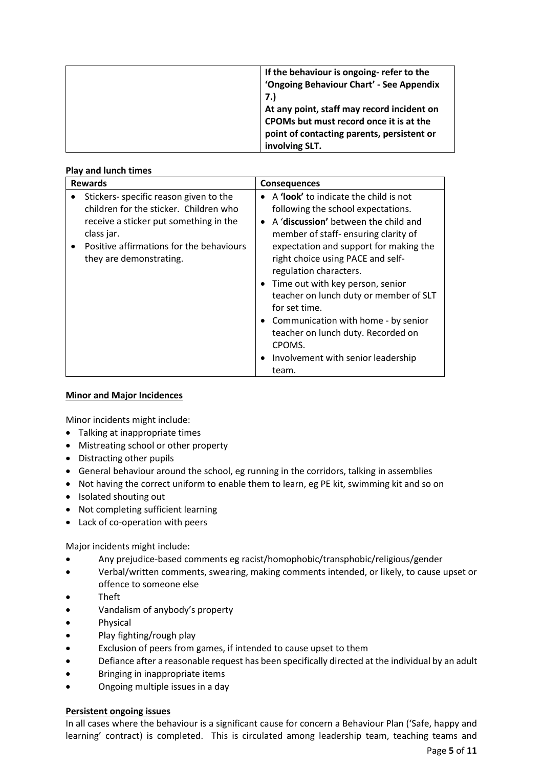| | **If the behaviour is ongoing- refer to the 'Ongoing Behaviour Chart' - See Appendix 7.)** **At any point, staff may record incident on CPOMs but must record once it is at the point of contacting parents, persistent or involving SLT.** |
|---|---|

**Play and lunch times**

| Rewards | Consequences |
|---|---|
| • Stickers- specific reason given to the children for the sticker. Children who receive a sticker put something in the class jar.<br>• Positive affirmations for the behaviours they are demonstrating. | • A **'look'** to indicate the child is not following the school expectations.<br>• A '**discussion'** between the child and member of staff- ensuring clarity of expectation and support for making the right choice using PACE and self-regulation characters.<br>• Time out with key person, senior teacher on lunch duty or member of SLT for set time.<br>• Communication with home - by senior teacher on lunch duty. Recorded on CPOMS.<br>• Involvement with senior leadership team. |

**Minor and Major Incidences**

Minor incidents might include:

- Talking at inappropriate times
- Mistreating school or other property
- Distracting other pupils
- General behaviour around the school, eg running in the corridors, talking in assemblies
- Not having the correct uniform to enable them to learn, eg PE kit, swimming kit and so on
- Isolated shouting out
- Not completing sufficient learning
- Lack of co-operation with peers

Major incidents might include:

- Any prejudice-based comments eg racist/homophobic/transphobic/religious/gender
- Verbal/written comments, swearing, making comments intended, or likely, to cause upset or offence to someone else
- Theft
- Vandalism of anybody's property
- Physical
- Play fighting/rough play
- Exclusion of peers from games, if intended to cause upset to them
- Defiance after a reasonable request has been specifically directed at the individual by an adult
- Bringing in inappropriate items
- Ongoing multiple issues in a day

**Persistent ongoing issues**

In all cases where the behaviour is a significant cause for concern a Behaviour Plan ('Safe, happy and learning' contract) is completed. This is circulated among leadership team, teaching teams and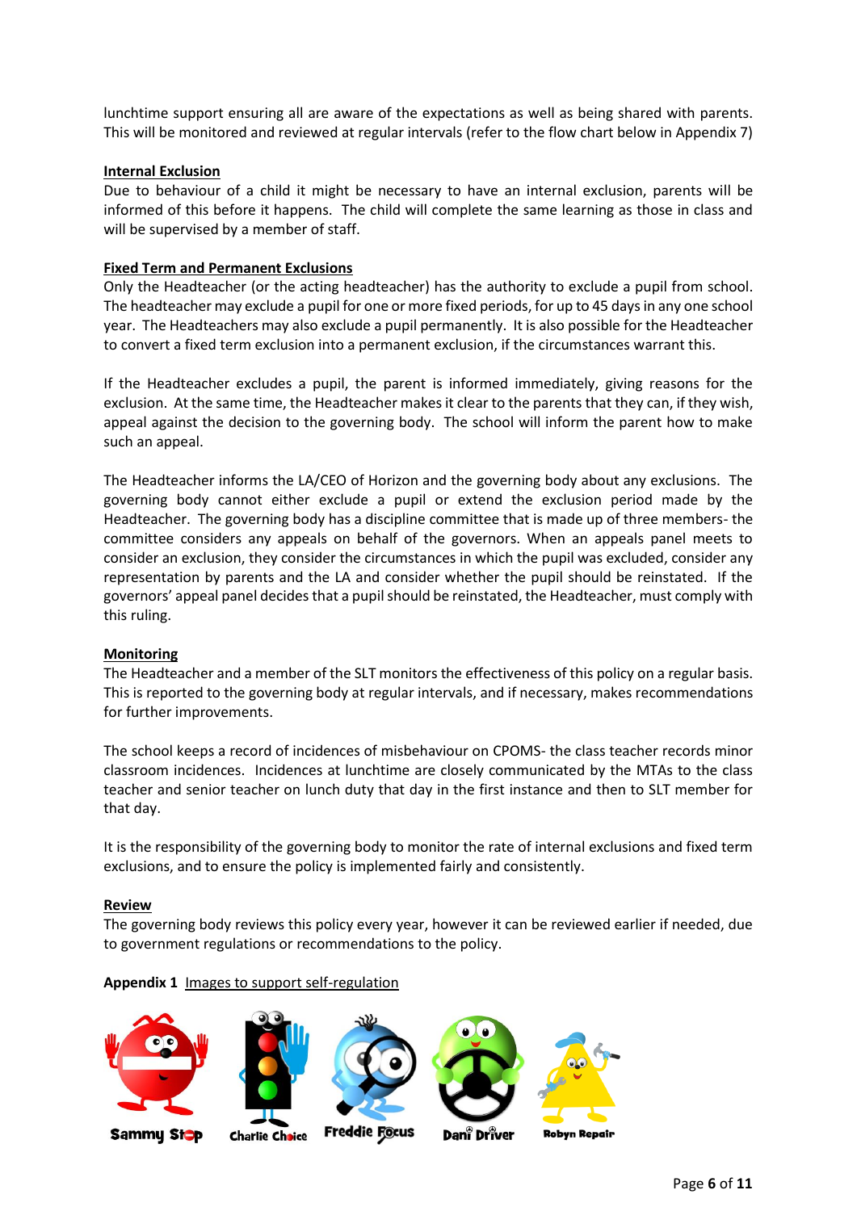lunchtime support ensuring all are aware of the expectations as well as being shared with parents. This will be monitored and reviewed at regular intervals (refer to the flow chart below in Appendix 7)

**Internal Exclusion**

Due to behaviour of a child it might be necessary to have an internal exclusion, parents will be informed of this before it happens. The child will complete the same learning as those in class and will be supervised by a member of staff.

**Fixed Term and Permanent Exclusions**

Only the Headteacher (or the acting headteacher) has the authority to exclude a pupil from school. The headteacher may exclude a pupil for one or more fixed periods, for up to 45 days in any one school year. The Headteachers may also exclude a pupil permanently. It is also possible for the Headteacher to convert a fixed term exclusion into a permanent exclusion, if the circumstances warrant this.

If the Headteacher excludes a pupil, the parent is informed immediately, giving reasons for the exclusion. At the same time, the Headteacher makes it clear to the parents that they can, if they wish, appeal against the decision to the governing body. The school will inform the parent how to make such an appeal.

The Headteacher informs the LA/CEO of Horizon and the governing body about any exclusions. The governing body cannot either exclude a pupil or extend the exclusion period made by the Headteacher. The governing body has a discipline committee that is made up of three members- the committee considers any appeals on behalf of the governors. When an appeals panel meets to consider an exclusion, they consider the circumstances in which the pupil was excluded, consider any representation by parents and the LA and consider whether the pupil should be reinstated. If the governors' appeal panel decides that a pupil should be reinstated, the Headteacher, must comply with this ruling.

**Monitoring**

The Headteacher and a member of the SLT monitors the effectiveness of this policy on a regular basis. This is reported to the governing body at regular intervals, and if necessary, makes recommendations for further improvements.

The school keeps a record of incidences of misbehaviour on CPOMS- the class teacher records minor classroom incidences. Incidences at lunchtime are closely communicated by the MTAs to the class teacher and senior teacher on lunch duty that day in the first instance and then to SLT member for that day.

It is the responsibility of the governing body to monitor the rate of internal exclusions and fixed term exclusions, and to ensure the policy is implemented fairly and consistently.

**Review**

The governing body reviews this policy every year, however it can be reviewed earlier if needed, due to government regulations or recommendations to the policy.

**Appendix 1** Images to support self-regulation

Sammy Stop | Charlie Choice | Freddie Focus | Dani Driver | Robyn Repair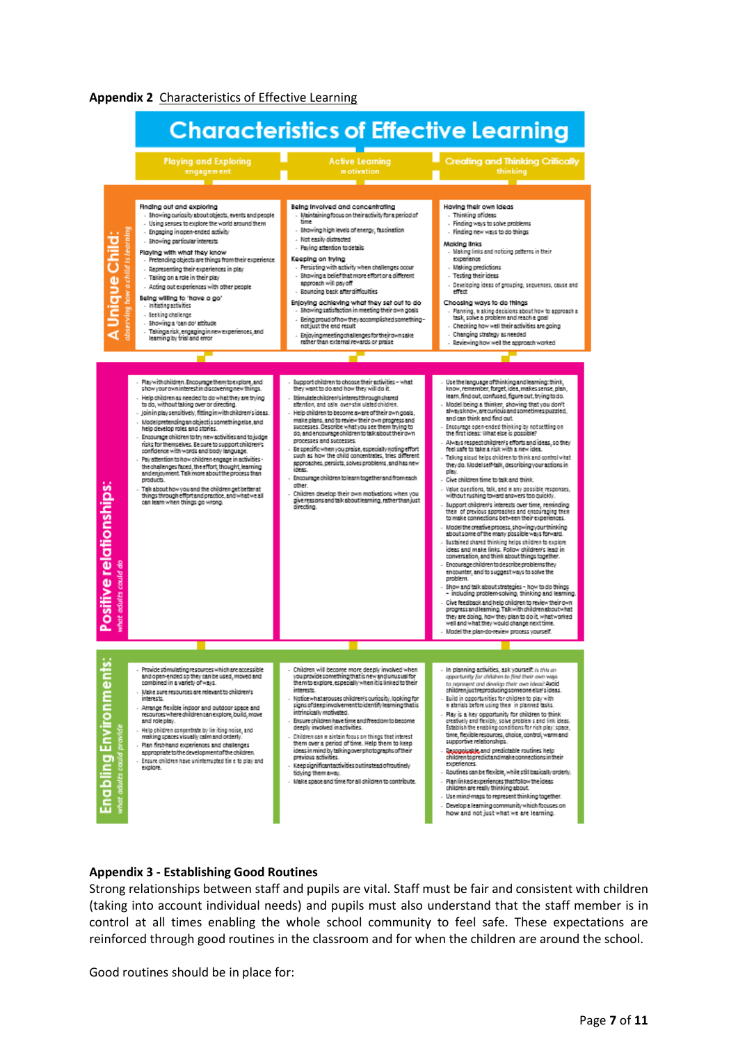**Appendix 2** Characteristics of Effective Learning

# Characteristics of Effective Learning

| | Playing and Exploring (engagement) | Active Learning (motivation) | Creating and Thinking Critically (thinking) |
|---|---|---|---|
| **A Unique Child:** *observing how a child is learning* | **Finding out and exploring**<br>- Showing curiosity about objects, events and people<br>- Using senses to explore the world around them<br>- Engaging in open-ended activity<br>- Showing particular interests<br>**Playing with what they know**<br>- Pretending objects are things from their experience<br>- Representing their experiences in play<br>- Taking on a role in their play<br>- Acting out experiences with other people<br>**Being willing to 'have a go'**<br>- Initiating activities<br>- Seeking challenge<br>- Showing a 'can do' attitude<br>- Taking a risk, engaging in new experiences, and learning by trial and error | **Being involved and concentrating**<br>- Maintaining focus on their activity for a period of time<br>- Showing high levels of energy, fascination<br>- Not easily distracted<br>- Paying attention to details<br>**Keeping on trying**<br>- Persisting with activity when challenges occur<br>- Showing a belief that more effort or a different approach will pay off<br>- Bouncing back after difficulties<br>**Enjoying achieving what they set out to do**<br>- Showing satisfaction in meeting their own goals<br>- Being proud of how they accomplished something – not just the end result<br>- Enjoying meeting challenges for their own sake rather than external rewards or praise | **Having their own ideas**<br>- Thinking of ideas<br>- Finding ways to solve problems<br>- Finding new ways to do things<br>**Making links**<br>- Making links and noticing patterns in their experience<br>- Making predictions<br>- Testing their ideas<br>- Developing ideas of grouping, sequences, cause and effect<br>**Choosing ways to do things**<br>- Planning, making decisions about how to approach a task, solve a problem and reach a goal<br>- Checking how well their activities are going<br>- Changing strategy as needed<br>- Reviewing how well the approach worked |
| **Positive relationships:** *what adults could do* | - Play with children. Encourage them to explore, and show your own interest in discovering new things.<br>- Help children as needed to do what they are trying to do, without taking over or directing.<br>- Join in play sensitively, fitting in with children's ideas.<br>- Model pretending an object is something else, and help develop roles and stories.<br>- Encourage children to try new activities and to judge risks for themselves. Be sure to support children's confidence with words and body language.<br>- Pay attention to how children engage in activities – the challenges faced, the effort, thought, learning and enjoyment. Talk more about the process than products.<br>- Talk about how you and the children get better at things through effort and practice, and what we all can learn when things go wrong. | - Support children to choose their activities – what they want to do and how they will do it.<br>- Stimulate children's interest through shared attention, and calm over-stimulated children.<br>- Help children to become aware of their own goals, make plans, and to review their own progress and successes. Describe what you see them trying to do, and encourage children to talk about their own processes and successes.<br>- Be specific when you praise, especially noting effort such as how the child concentrates, tries different approaches, persists, solves problems, and has new ideas.<br>- Encourage children to learn together and from each other.<br>- Children develop their own motivations when you give reasons and talk about learning, rather than just directing. | - Use the language of thinking and learning: think, know, remember, forget, idea, makes sense, plan, learn, find out, confused, figure out, trying to do.<br>- Model being a thinker, showing that you don't always know, are curious and sometimes puzzled, and can think and find out.<br>- Encourage open-ended thinking by not settling on the first ideas: What else is possible?<br>- Always respect children's efforts and ideas, so they feel safe to take a risk with a new idea.<br>- Talking aloud helps children to think and control what they do. Model self-talk, describing your actions in play.<br>- Give children time to talk and think.<br>- Value questions, talk, and many possible responses, without rushing toward answers too quickly.<br>- Support children's interests over time, reminding them of previous approaches and encouraging them to make connections between their experiences.<br>- Model the creative process, showing your thinking about some of the many possible ways forward.<br>- Sustained shared thinking helps children to explore ideas and make links. Follow children's lead in conversation, and think about things together.<br>- Encourage children to describe problems they encounter, and to suggest ways to solve the problem.<br>- Show and talk about strategies – how to do things – including problem-solving, thinking and learning.<br>- Give feedback and help children to review their own progress and learning. Talk with children about what they are doing, how they plan to do it, what worked well and what they would change next time.<br>- Model the plan-do-review process yourself. |
| **Enabling Environments:** *what adults could provide* | - Provide stimulating resources which are accessible and open-ended so they can be used, moved and combined in a variety of ways.<br>- Make sure resources are relevant to children's interests.<br>- Arrange flexible indoor and outdoor space and resources where children can explore, build, move and role play.<br>- Help children concentrate by limiting noise, and making spaces visually calm and orderly.<br>- Plan first-hand experiences and challenges appropriate to the development of the children.<br>- Ensure children have uninterrupted time to play and explore. | - Children will become more deeply involved when you provide something that is new and unusual for them to explore, especially when it is linked to their interests.<br>- Notice what arouses children's curiosity, looking for signs of deep involvement to identify learning that is intrinsically motivated.<br>- Ensure children have time and freedom to become deeply involved in activities.<br>- Children can maintain focus on things that interest them over a period of time. Help them to keep ideas in mind by talking over photographs of their previous activities.<br>- Keep significant activities out instead of routinely tidying them away.<br>- Make space and time for all children to contribute. | - In planning activities, ask yourself: *Is this an opportunity for children to find their own ways to represent and develop their own ideas?* Avoid children just reproducing someone else's ideas.<br>- Build in opportunities for children to play with materials before using them in planned tasks.<br>- Play is a key opportunity for children to think creatively and flexibly, solve problems and link ideas. Establish the enabling conditions for rich play: space, time, flexible resources, choice, control, warm and supportive relationships.<br>- Recognisable and predictable routines help children to predict and make connections in their experiences.<br>- Routines can be flexible, while still basically orderly.<br>- Plan linked experiences that follow the ideas children are really thinking about.<br>- Use mind-maps to represent thinking together.<br>- Develop a learning community which focuses on how and not just what we are learning. |

## Appendix 3 - Establishing Good Routines

Strong relationships between staff and pupils are vital. Staff must be fair and consistent with children (taking into account individual needs) and pupils must also understand that the staff member is in control at all times enabling the whole school community to feel safe. These expectations are reinforced through good routines in the classroom and for when the children are around the school.

Good routines should be in place for: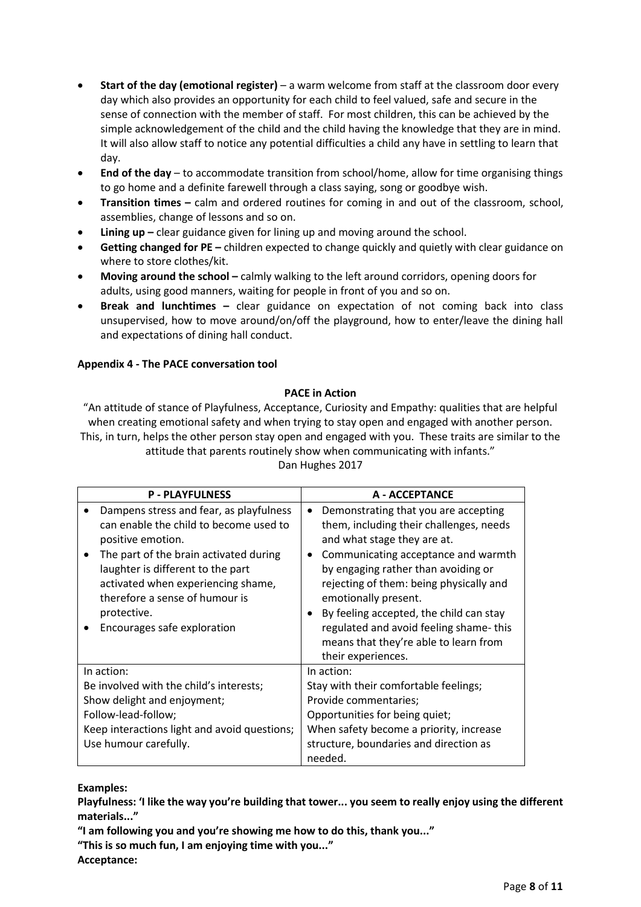- **Start of the day (emotional register)** – a warm welcome from staff at the classroom door every day which also provides an opportunity for each child to feel valued, safe and secure in the sense of connection with the member of staff. For most children, this can be achieved by the simple acknowledgement of the child and the child having the knowledge that they are in mind. It will also allow staff to notice any potential difficulties a child any have in settling to learn that day.
- **End of the day** – to accommodate transition from school/home, allow for time organising things to go home and a definite farewell through a class saying, song or goodbye wish.
- **Transition times –** calm and ordered routines for coming in and out of the classroom, school, assemblies, change of lessons and so on.
- **Lining up –** clear guidance given for lining up and moving around the school.
- **Getting changed for PE –** children expected to change quickly and quietly with clear guidance on where to store clothes/kit.
- **Moving around the school –** calmly walking to the left around corridors, opening doors for adults, using good manners, waiting for people in front of you and so on.
- **Break and lunchtimes –** clear guidance on expectation of not coming back into class unsupervised, how to move around/on/off the playground, how to enter/leave the dining hall and expectations of dining hall conduct.

**Appendix 4 - The PACE conversation tool**

**PACE in Action**

"An attitude of stance of Playfulness, Acceptance, Curiosity and Empathy: qualities that are helpful when creating emotional safety and when trying to stay open and engaged with another person. This, in turn, helps the other person stay open and engaged with you. These traits are similar to the attitude that parents routinely show when communicating with infants."
Dan Hughes 2017

| P - PLAYFULNESS | A - ACCEPTANCE |
| --- | --- |
| • Dampens stress and fear, as playfulness can enable the child to become used to positive emotion.<br>• The part of the brain activated during laughter is different to the part activated when experiencing shame, therefore a sense of humour is protective.<br>• Encourages safe exploration | • Demonstrating that you are accepting them, including their challenges, needs and what stage they are at.<br>• Communicating acceptance and warmth by engaging rather than avoiding or rejecting of them: being physically and emotionally present.<br>• By feeling accepted, the child can stay regulated and avoid feeling shame- this means that they're able to learn from their experiences. |
| In action:<br>Be involved with the child's interests;<br>Show delight and enjoyment;<br>Follow-lead-follow;<br>Keep interactions light and avoid questions;<br>Use humour carefully. | In action:<br>Stay with their comfortable feelings;<br>Provide commentaries;<br>Opportunities for being quiet;<br>When safety become a priority, increase structure, boundaries and direction as needed. |

**Examples:**

**Playfulness: 'I like the way you're building that tower... you seem to really enjoy using the different materials..."**

**"I am following you and you're showing me how to do this, thank you..."**

**"This is so much fun, I am enjoying time with you..."**

**Acceptance:**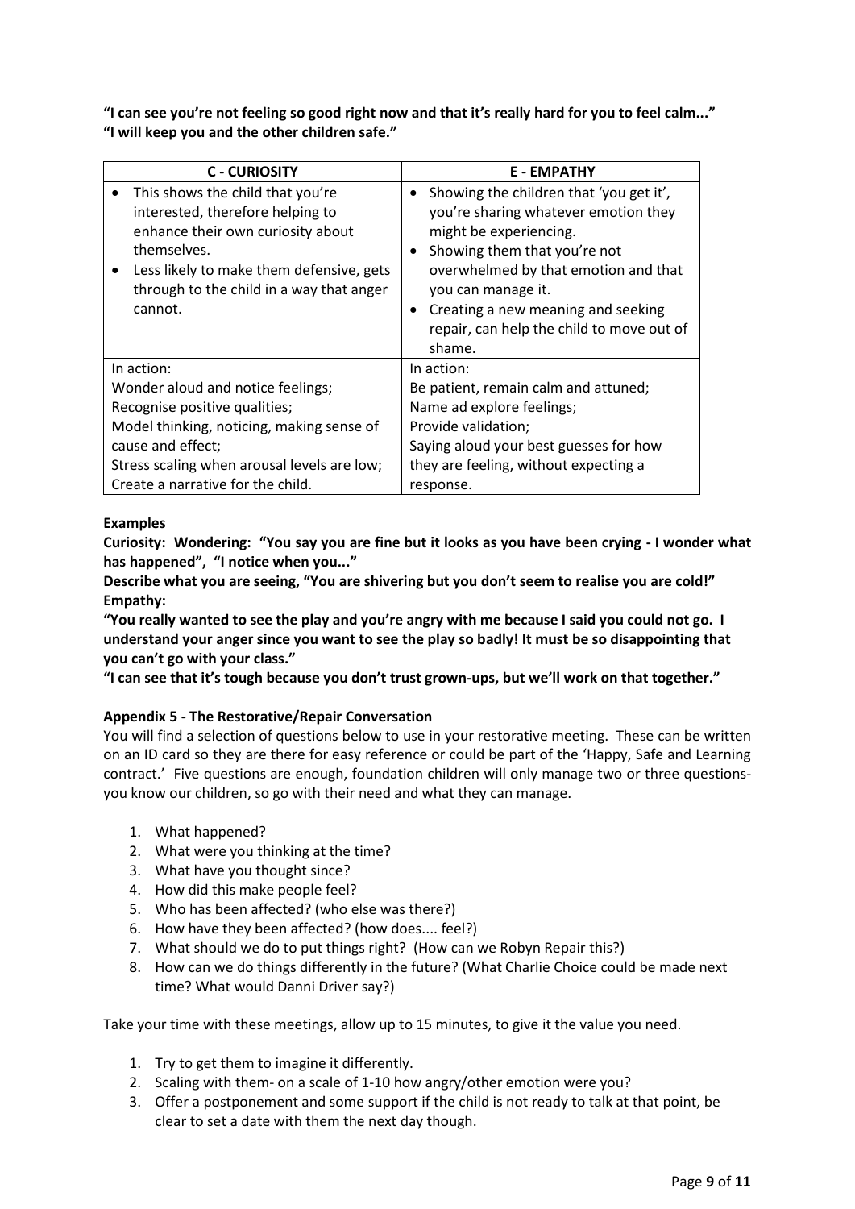**"I can see you're not feeling so good right now and that it's really hard for you to feel calm..." "I will keep you and the other children safe."**

| C - CURIOSITY | E - EMPATHY |
|---|---|
| • This shows the child that you're interested, therefore helping to enhance their own curiosity about themselves.<br>• Less likely to make them defensive, gets through to the child in a way that anger cannot. | • Showing the children that 'you get it', you're sharing whatever emotion they might be experiencing.<br>• Showing them that you're not overwhelmed by that emotion and that you can manage it.<br>• Creating a new meaning and seeking repair, can help the child to move out of shame. |
| In action:<br>Wonder aloud and notice feelings;<br>Recognise positive qualities;<br>Model thinking, noticing, making sense of cause and effect;<br>Stress scaling when arousal levels are low;<br>Create a narrative for the child. | In action:<br>Be patient, remain calm and attuned;<br>Name ad explore feelings;<br>Provide validation;<br>Saying aloud your best guesses for how they are feeling, without expecting a response. |

**Examples**

**Curiosity: Wondering: "You say you are fine but it looks as you have been crying - I wonder what has happened", "I notice when you..."**

**Describe what you are seeing, "You are shivering but you don't seem to realise you are cold!"**

**Empathy:**

**"You really wanted to see the play and you're angry with me because I said you could not go. I understand your anger since you want to see the play so badly! It must be so disappointing that you can't go with your class."**

**"I can see that it's tough because you don't trust grown-ups, but we'll work on that together."**

### Appendix 5 - The Restorative/Repair Conversation

You will find a selection of questions below to use in your restorative meeting. These can be written on an ID card so they are there for easy reference or could be part of the 'Happy, Safe and Learning contract.' Five questions are enough, foundation children will only manage two or three questions- you know our children, so go with their need and what they can manage.

1. What happened?
2. What were you thinking at the time?
3. What have you thought since?
4. How did this make people feel?
5. Who has been affected? (who else was there?)
6. How have they been affected? (how does.... feel?)
7. What should we do to put things right? (How can we Robyn Repair this?)
8. How can we do things differently in the future? (What Charlie Choice could be made next time? What would Danni Driver say?)

Take your time with these meetings, allow up to 15 minutes, to give it the value you need.

1. Try to get them to imagine it differently.
2. Scaling with them- on a scale of 1-10 how angry/other emotion were you?
3. Offer a postponement and some support if the child is not ready to talk at that point, be clear to set a date with them the next day though.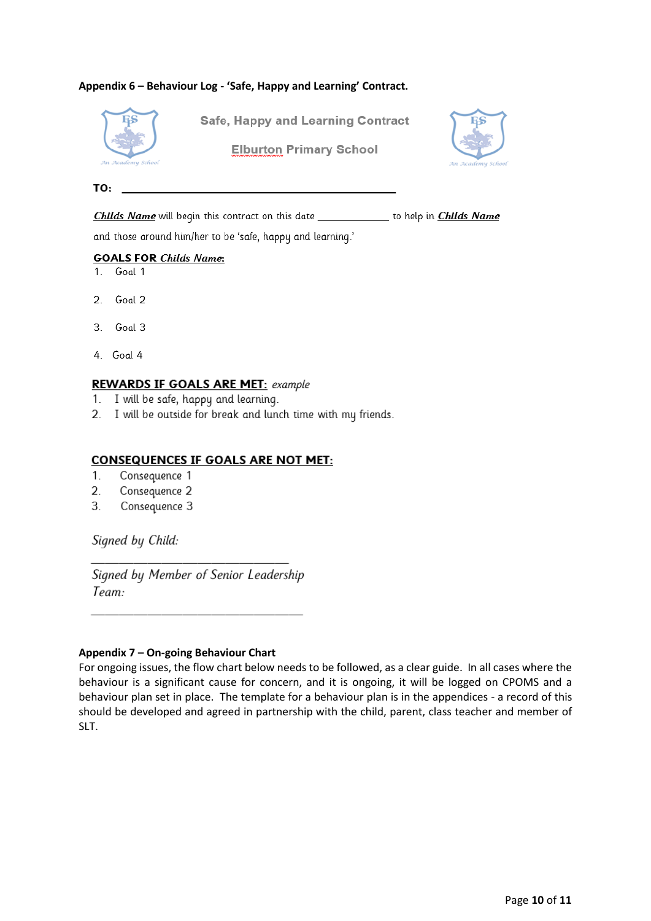**Appendix 6 – Behaviour Log - 'Safe, Happy and Learning' Contract.**

## Safe, Happy and Learning Contract

## Elburton Primary School

**TO:** ______________________________________________

***Childs Name*** will begin this contract on this date _____________ to help in ***Childs Name*** and those around him/her to be 'safe, happy and learning.'

**GOALS FOR *Childs Name*:**

1. Goal 1

2. Goal 2

3. Goal 3

4. Goal 4

**REWARDS IF GOALS ARE MET:** *example*

1. I will be safe, happy and learning.
2. I will be outside for break and lunch time with my friends.

**CONSEQUENCES IF GOALS ARE NOT MET:**

1. Consequence 1
2. Consequence 2
3. Consequence 3

*Signed by Child:*

________________________________

*Signed by Member of Senior Leadership Team:*

__________________________________

**Appendix 7 – On-going Behaviour Chart**

For ongoing issues, the flow chart below needs to be followed, as a clear guide. In all cases where the behaviour is a significant cause for concern, and it is ongoing, it will be logged on CPOMS and a behaviour plan set in place. The template for a behaviour plan is in the appendices - a record of this should be developed and agreed in partnership with the child, parent, class teacher and member of SLT.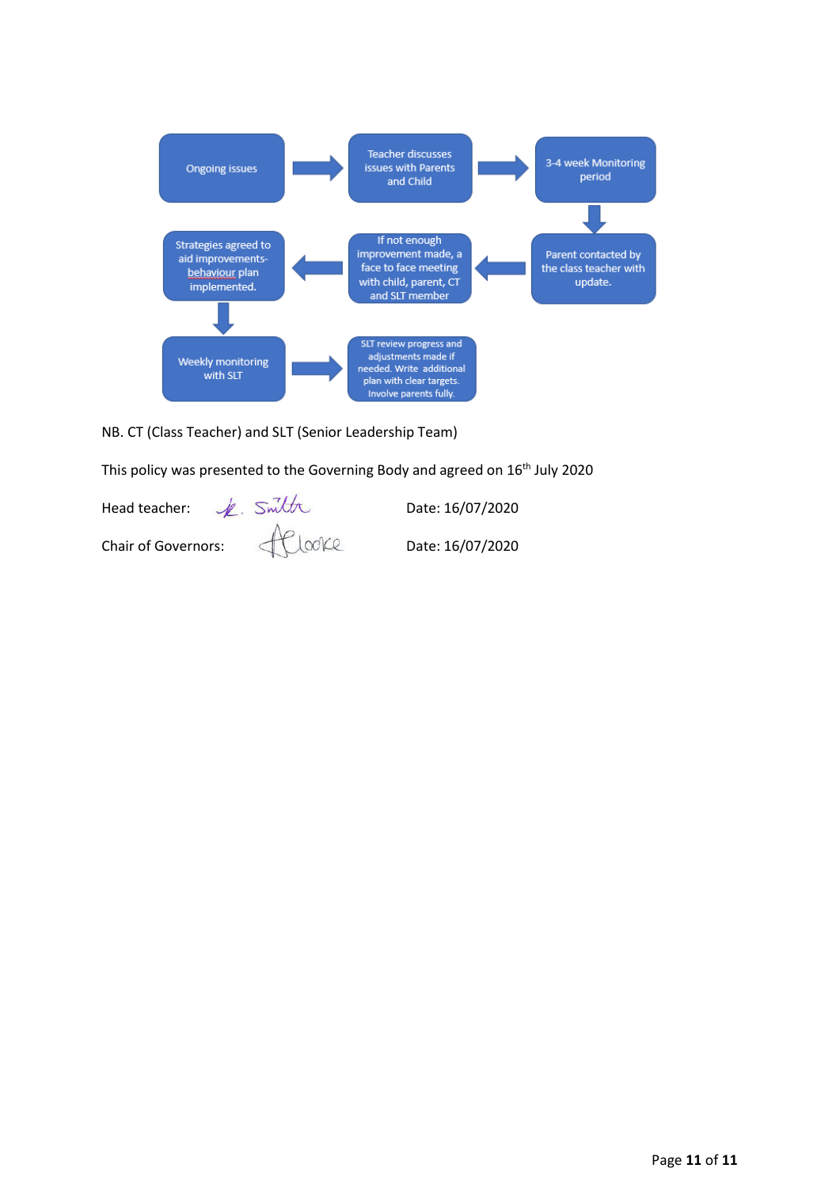Ongoing issues

Teacher discusses issues with Parents and Child

3-4 week Monitoring period

Parent contacted by the class teacher with update.

If not enough improvement made, a face to face meeting with child, parent, CT and SLT member

Strategies agreed to aid improvements- behaviour plan implemented.

Weekly monitoring with SLT

SLT review progress and adjustments made if needed. Write additional plan with clear targets. Involve parents fully.

NB. CT (Class Teacher) and SLT (Senior Leadership Team)

This policy was presented to the Governing Body and agreed on 16th July 2020

Head teacher: K. Smith Date: 16/07/2020

Chair of Governors: A Clarke Date: 16/07/2020